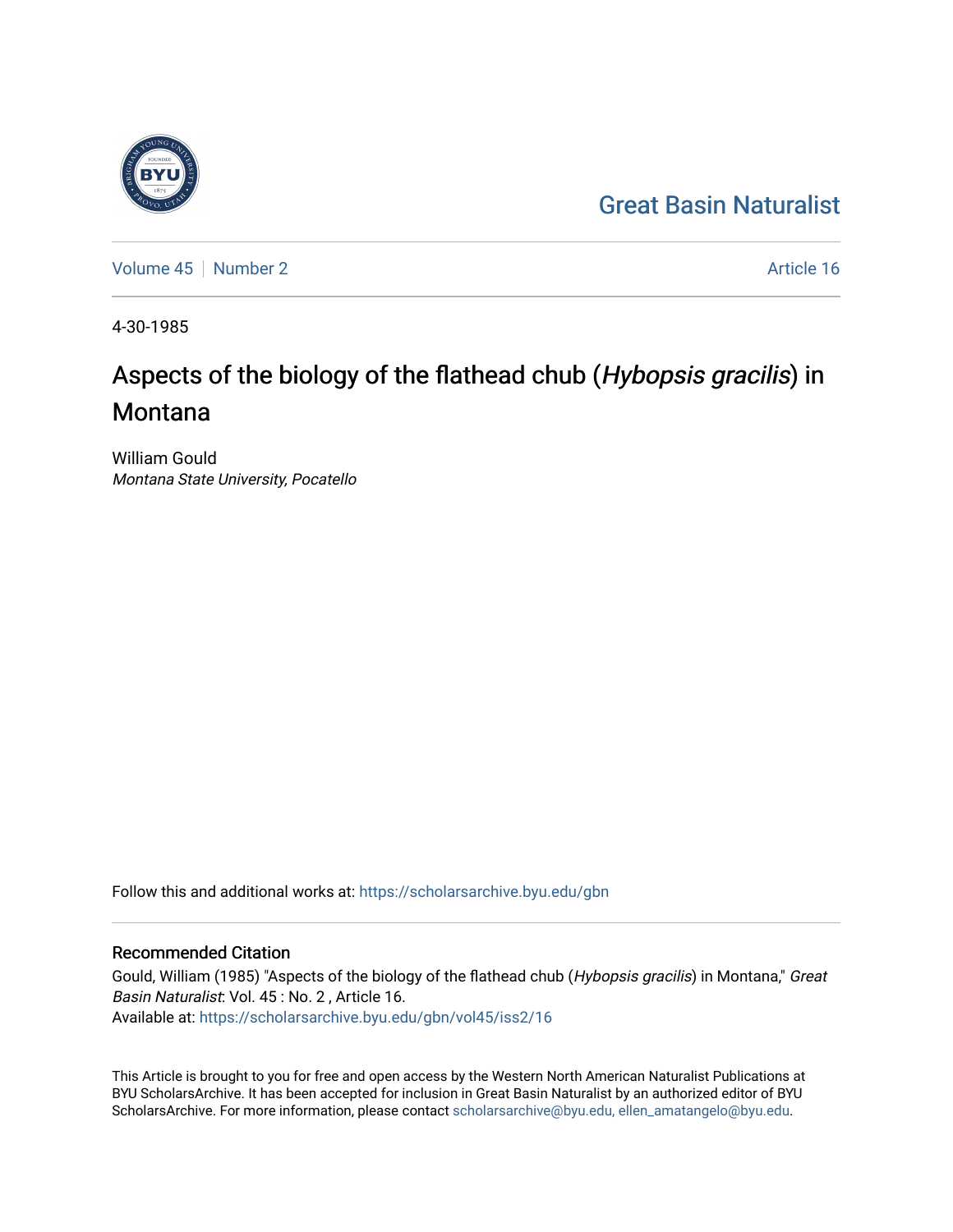Great Basin Naturalist

Volume 45 | Number 2 | Article 16

4-30-1985

# Aspects of the biology of the flathead chub (*Hybopsis gracilis*) in Montana

William Gould
*Montana State University, Pocatello*

Follow this and additional works at: https://scholarsarchive.byu.edu/gbn

## Recommended Citation

Gould, William (1985) "Aspects of the biology of the flathead chub (*Hybopsis gracilis*) in Montana," *Great Basin Naturalist*: Vol. 45 : No. 2 , Article 16.
Available at: https://scholarsarchive.byu.edu/gbn/vol45/iss2/16

This Article is brought to you for free and open access by the Western North American Naturalist Publications at BYU ScholarsArchive. It has been accepted for inclusion in Great Basin Naturalist by an authorized editor of BYU ScholarsArchive. For more information, please contact scholarsarchive@byu.edu, ellen_amatangelo@byu.edu.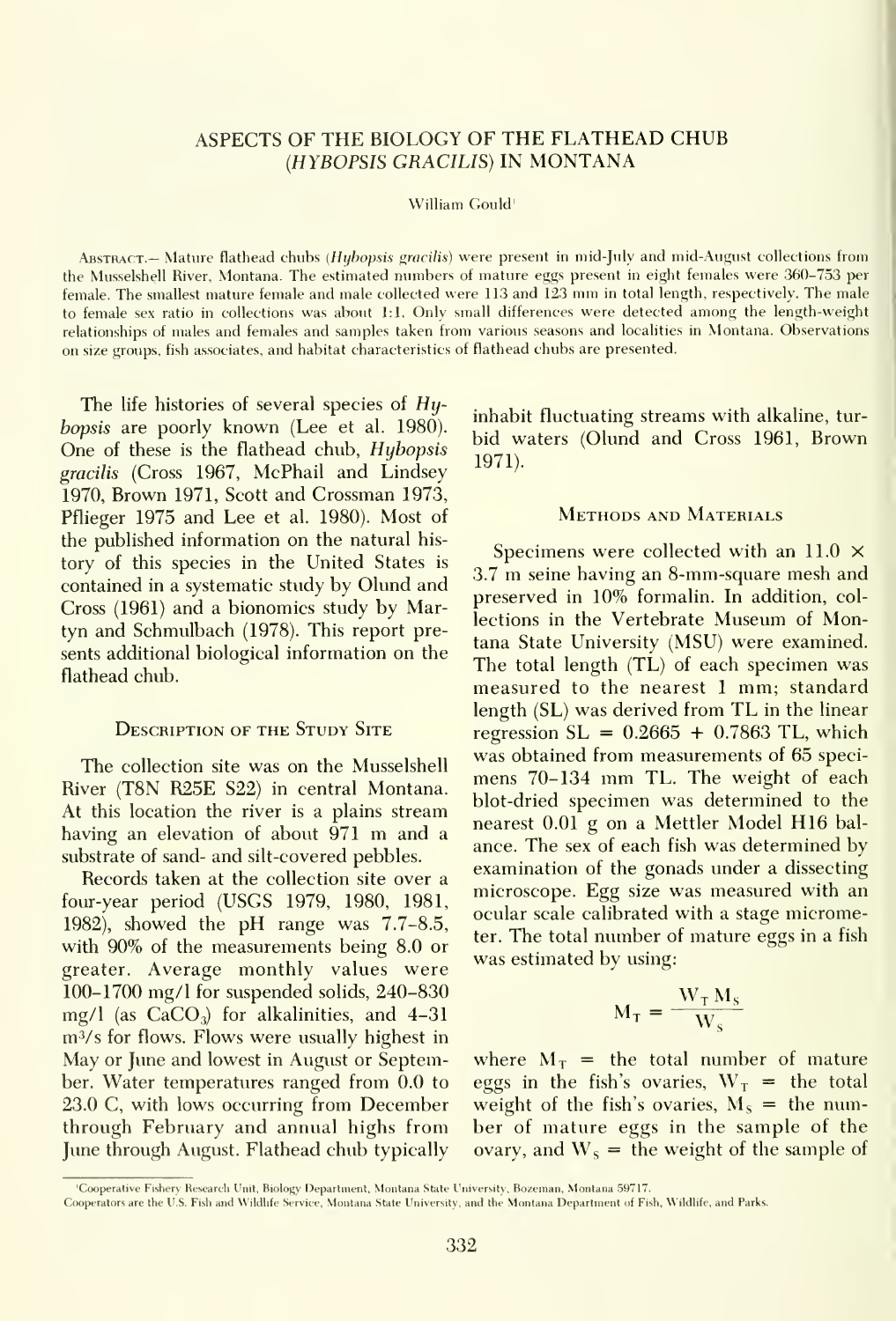# ASPECTS OF THE BIOLOGY OF THE FLATHEAD CHUB (*HYBOPSIS GRACILIS*) IN MONTANA

William Gould[1]

Abstract.— Mature flathead chubs (*Hybopsis gracilis*) were present in mid-July and mid-August collections from the Musselshell River, Montana. The estimated numbers of mature eggs present in eight females were 360–753 per female. The smallest mature female and male collected were 113 and 123 mm in total length, respectively. The male to female sex ratio in collections was about 1:1. Only small differences were detected among the length-weight relationships of males and females and samples taken from various seasons and localities in Montana. Observations on size groups, fish associates, and habitat characteristics of flathead chubs are presented.

The life histories of several species of *Hybopsis* are poorly known (Lee et al. 1980). One of these is the flathead chub, *Hybopsis gracilis* (Cross 1967, McPhail and Lindsey 1970, Brown 1971, Scott and Crossman 1973, Pflieger 1975 and Lee et al. 1980). Most of the published information on the natural history of this species in the United States is contained in a systematic study by Olund and Cross (1961) and a bionomics study by Martyn and Schmulbach (1978). This report presents additional biological information on the flathead chub.

## Description of the Study Site

The collection site was on the Musselshell River (T8N R25E S22) in central Montana. At this location the river is a plains stream having an elevation of about 971 m and a substrate of sand- and silt-covered pebbles.

Records taken at the collection site over a four-year period (USGS 1979, 1980, 1981, 1982), showed the pH range was 7.7–8.5, with 90% of the measurements being 8.0 or greater. Average monthly values were 100–1700 mg/l for suspended solids, 240–830 mg/l (as $CaCO_3$) for alkalinities, and 4–31 $m^3/s$ for flows. Flows were usually highest in May or June and lowest in August or September. Water temperatures ranged from 0.0 to 23.0 C, with lows occurring from December through February and annual highs from June through August. Flathead chub typically inhabit fluctuating streams with alkaline, turbid waters (Olund and Cross 1961, Brown 1971).

## Methods and Materials

Specimens were collected with an 11.0 × 3.7 m seine having an 8-mm-square mesh and preserved in 10% formalin. In addition, collections in the Vertebrate Museum of Montana State University (MSU) were examined. The total length (TL) of each specimen was measured to the nearest 1 mm; standard length (SL) was derived from TL in the linear regression SL = 0.2665 + 0.7863 TL, which was obtained from measurements of 65 specimens 70–134 mm TL. The weight of each blot-dried specimen was determined to the nearest 0.01 g on a Mettler Model H16 balance. The sex of each fish was determined by examination of the gonads under a dissecting microscope. Egg size was measured with an ocular scale calibrated with a stage micrometer. The total number of mature eggs in a fish was estimated by using:

$$M_T = \frac{W_T M_S}{W_S}$$

where $M_T$ = the total number of mature eggs in the fish's ovaries, $W_T$ = the total weight of the fish's ovaries, $M_S$ = the number of mature eggs in the sample of the ovary, and $W_S$ = the weight of the sample of

[1] Cooperative Fishery Research Unit, Biology Department, Montana State University, Bozeman, Montana 59717.
Cooperators are the U.S. Fish and Wildlife Service, Montana State University, and the Montana Department of Fish, Wildlife, and Parks.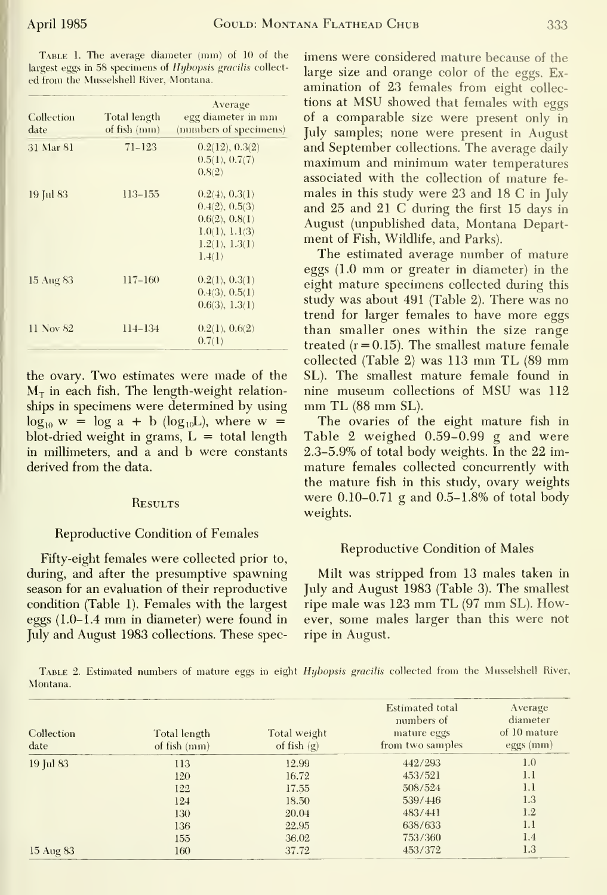Table 1. The average diameter (mm) of 10 of the largest eggs in 58 specimens of *Hybopsis gracilis* collected from the Musselshell River, Montana.

| Collection date | Total length of fish (mm) | Average egg diameter in mm (numbers of specimens) |
|---|---|---|
| 31 Mar 81 | 71–123 | 0.2(12), 0.3(2) 0.5(1), 0.7(7) 0.8(2) |
| 19 Jul 83 | 113–155 | 0.2(4), 0.3(1) 0.4(2), 0.5(3) 0.6(2), 0.8(1) 1.0(1), 1.1(3) 1.2(1), 1.3(1) 1.4(1) |
| 15 Aug 83 | 117–160 | 0.2(1), 0.3(1) 0.4(3), 0.5(1) 0.6(3), 1.3(1) |
| 11 Nov 82 | 114–134 | 0.2(1), 0.6(2) 0.7(1) |

the ovary. Two estimates were made of the $M_T$ in each fish. The length-weight relationships in specimens were determined by using $\log_{10} w = \log a + b (\log_{10} L)$, where $w$ = blot-dried weight in grams, $L$ = total length in millimeters, and a and b were constants derived from the data.

## Results

### Reproductive Condition of Females

Fifty-eight females were collected prior to, during, and after the presumptive spawning season for an evaluation of their reproductive condition (Table 1). Females with the largest eggs (1.0–1.4 mm in diameter) were found in July and August 1983 collections. These specimens were considered mature because of the large size and orange color of the eggs. Examination of 23 females from eight collections at MSU showed that females with eggs of a comparable size were present only in July samples; none were present in August and September collections. The average daily maximum and minimum water temperatures associated with the collection of mature females in this study were 23 and 18 C in July and 25 and 21 C during the first 15 days in August (unpublished data, Montana Department of Fish, Wildlife, and Parks).

The estimated average number of mature eggs (1.0 mm or greater in diameter) in the eight mature specimens collected during this study was about 491 (Table 2). There was no trend for larger females to have more eggs than smaller ones within the size range treated ($r = 0.15$). The smallest mature female collected (Table 2) was 113 mm TL (89 mm SL). The smallest mature female found in nine museum collections of MSU was 112 mm TL (88 mm SL).

The ovaries of the eight mature fish in Table 2 weighed 0.59–0.99 g and were 2.3–5.9% of total body weights. In the 22 immature females collected concurrently with the mature fish in this study, ovary weights were 0.10–0.71 g and 0.5–1.8% of total body weights.

### Reproductive Condition of Males

Milt was stripped from 13 males taken in July and August 1983 (Table 3). The smallest ripe male was 123 mm TL (97 mm SL). However, some males larger than this were not ripe in August.

Table 2. Estimated numbers of mature eggs in eight *Hybopsis gracilis* collected from the Musselshell River, Montana.

| Collection date | Total length of fish (mm) | Total weight of fish (g) | Estimated total numbers of mature eggs from two samples | Average diameter of 10 mature eggs (mm) |
|---|---|---|---|---|
| 19 Jul 83 | 113 | 12.99 | 442/293 | 1.0 |
| | 120 | 16.72 | 453/521 | 1.1 |
| | 122 | 17.55 | 508/524 | 1.1 |
| | 124 | 18.50 | 539/446 | 1.3 |
| | 130 | 20.04 | 483/441 | 1.2 |
| | 136 | 22.95 | 638/633 | 1.1 |
| | 155 | 36.02 | 753/360 | 1.4 |
| 15 Aug 83 | 160 | 37.72 | 453/372 | 1.3 |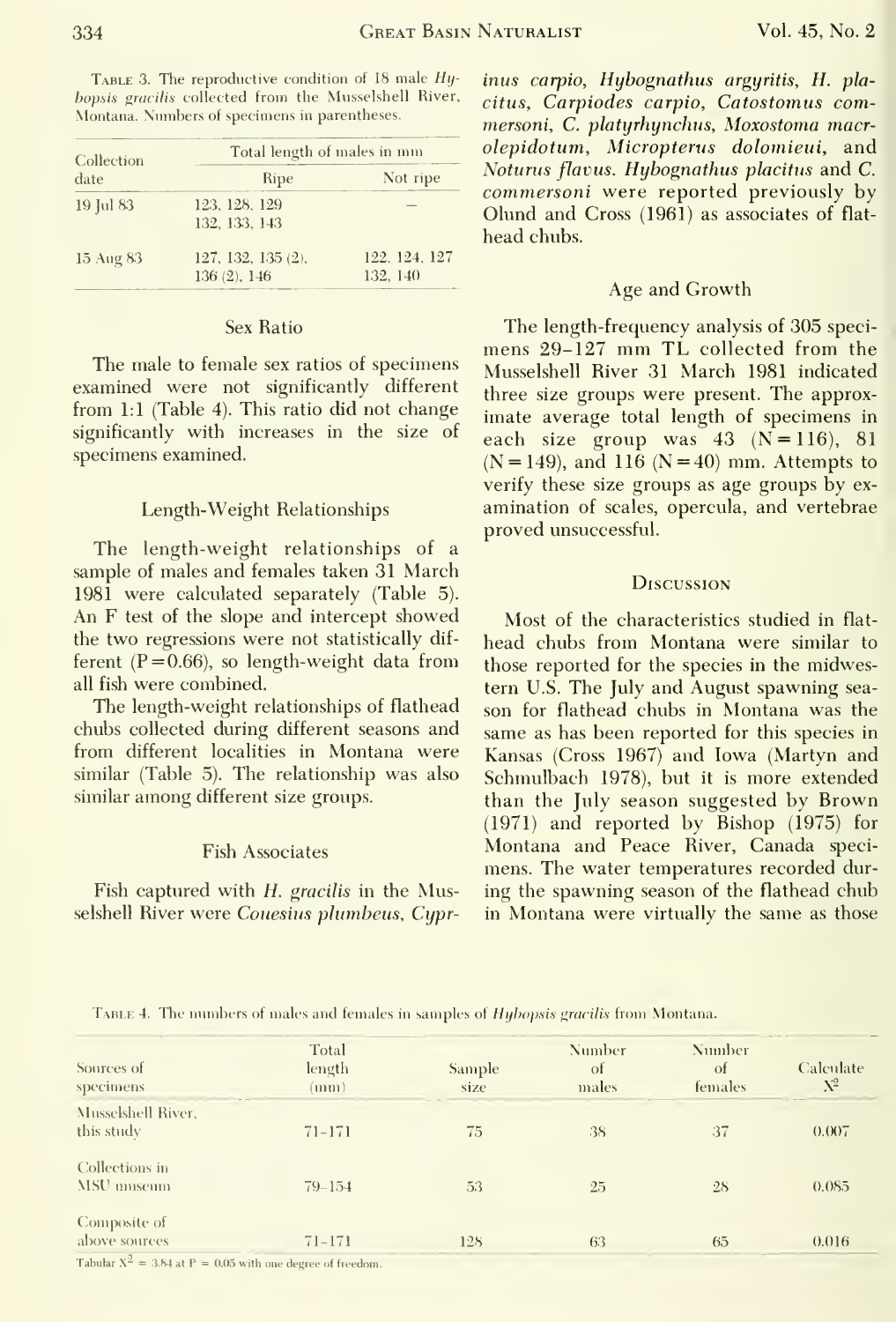TABLE 3. The reproductive condition of 18 male *Hybopsis gracilis* collected from the Musselshell River, Montana. Numbers of specimens in parentheses.

| Collection date | Total length of males in mm | |
|---|---|---|
| | Ripe | Not ripe |
| 19 Jul 83 | 123, 128, 129 132, 133, 143 | — |
| 15 Aug 83 | 127, 132, 135 (2), 136 (2), 146 | 122, 124, 127 132, 140 |

## Sex Ratio

The male to female sex ratios of specimens examined were not significantly different from 1:1 (Table 4). This ratio did not change significantly with increases in the size of specimens examined.

## Length-Weight Relationships

The length-weight relationships of a sample of males and females taken 31 March 1981 were calculated separately (Table 5). An F test of the slope and intercept showed the two regressions were not statistically different ($P = 0.66$), so length-weight data from all fish were combined.

The length-weight relationships of flathead chubs collected during different seasons and from different localities in Montana were similar (Table 5). The relationship was also similar among different size groups.

## Fish Associates

Fish captured with *H. gracilis* in the Musselshell River were *Couesius plumbeus, Cyprinus carpio, Hybognathus argyritis, H. placitus, Carpiodes carpio, Catostomus commersoni, C. platyrhynchus, Moxostoma macrolepidotum, Micropterus dolomieui,* and *Noturus flavus*. *Hybognathus placitus* and *C. commersoni* were reported previously by Olund and Cross (1961) as associates of flathead chubs.

## Age and Growth

The length-frequency analysis of 305 specimens 29–127 mm TL collected from the Musselshell River 31 March 1981 indicated three size groups were present. The approximate average total length of specimens in each size group was 43 ($N = 116$), 81 ($N = 149$), and 116 ($N = 40$) mm. Attempts to verify these size groups as age groups by examination of scales, opercula, and vertebrae proved unsuccessful.

## Discussion

Most of the characteristics studied in flathead chubs from Montana were similar to those reported for the species in the midwestern U.S. The July and August spawning season for flathead chubs in Montana was the same as has been reported for this species in Kansas (Cross 1967) and Iowa (Martyn and Schmulbach 1978), but it is more extended than the July season suggested by Brown (1971) and reported by Bishop (1975) for Montana and Peace River, Canada specimens. The water temperatures recorded during the spawning season of the flathead chub in Montana were virtually the same as those

TABLE 4. The numbers of males and females in samples of *Hybopsis gracilis* from Montana.

| Sources of specimens | Total length (mm) | Sample size | Number of males | Number of females | Calculate $X^2$ |
|---|---|---|---|---|---|
| Musselshell River, this study | 71–171 | 75 | 38 | 37 | 0.007 |
| Collections in MSU museum | 79–154 | 53 | 25 | 28 | 0.085 |
| Composite of above sources | 71–171 | 128 | 63 | 65 | 0.016 |

Tabular $X^2 = 3.84$ at $P = 0.05$ with one degree of freedom.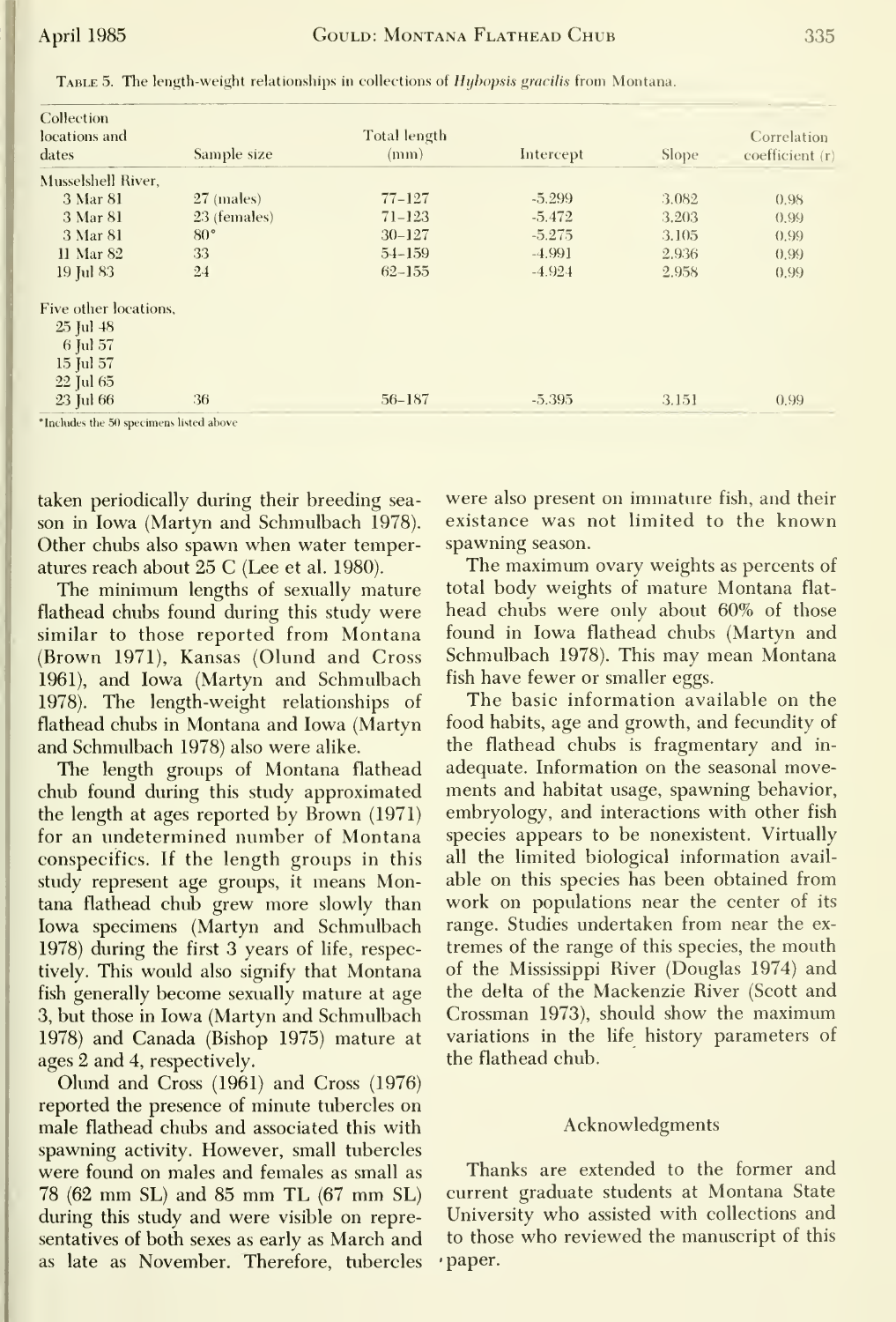TABLE 5. The length-weight relationships in collections of *Hybopsis gracilis* from Montana.

| Collection locations and dates | Sample size | Total length (mm) | Intercept | Slope | Correlation coefficient (r) |
|---|---|---|---|---|---|
| Musselshell River, | | | | | |
| 3 Mar 81 | 27 (males) | 77–127 | -5.299 | 3.082 | 0.98 |
| 3 Mar 81 | 23 (females) | 71–123 | -5.472 | 3.203 | 0.99 |
| 3 Mar 81 | 80* | 30–127 | -5.275 | 3.105 | 0.99 |
| 11 Mar 82 | 33 | 54–159 | -4.991 | 2.936 | 0.99 |
| 19 Jul 83 | 24 | 62–155 | -4.924 | 2.958 | 0.99 |
| Five other locations, | | | | | |
| 25 Jul 48 | | | | | |
| 6 Jul 57 | | | | | |
| 15 Jul 57 | | | | | |
| 22 Jul 65 | | | | | |
| 23 Jul 66 | 36 | 56–187 | -5.395 | 3.151 | 0.99 |

*Includes the 50 specimens listed above

taken periodically during their breeding season in Iowa (Martyn and Schmulbach 1978). Other chubs also spawn when water temperatures reach about 25 C (Lee et al. 1980).

The minimum lengths of sexually mature flathead chubs found during this study were similar to those reported from Montana (Brown 1971), Kansas (Olund and Cross 1961), and Iowa (Martyn and Schmulbach 1978). The length-weight relationships of flathead chubs in Montana and Iowa (Martyn and Schmulbach 1978) also were alike.

The length groups of Montana flathead chub found during this study approximated the length at ages reported by Brown (1971) for an undetermined number of Montana conspecifics. If the length groups in this study represent age groups, it means Montana flathead chub grew more slowly than Iowa specimens (Martyn and Schmulbach 1978) during the first 3 years of life, respectively. This would also signify that Montana fish generally become sexually mature at age 3, but those in Iowa (Martyn and Schmulbach 1978) and Canada (Bishop 1975) mature at ages 2 and 4, respectively.

Olund and Cross (1961) and Cross (1976) reported the presence of minute tubercles on male flathead chubs and associated this with spawning activity. However, small tubercles were found on males and females as small as 78 (62 mm SL) and 85 mm TL (67 mm SL) during this study and were visible on representatives of both sexes as early as March and as late as November. Therefore, tubercles were also present on immature fish, and their existance was not limited to the known spawning season.

The maximum ovary weights as percents of total body weights of mature Montana flathead chubs were only about 60% of those found in Iowa flathead chubs (Martyn and Schmulbach 1978). This may mean Montana fish have fewer or smaller eggs.

The basic information available on the food habits, age and growth, and fecundity of the flathead chubs is fragmentary and inadequate. Information on the seasonal movements and habitat usage, spawning behavior, embryology, and interactions with other fish species appears to be nonexistent. Virtually all the limited biological information available on this species has been obtained from work on populations near the center of its range. Studies undertaken from near the extremes of the range of this species, the mouth of the Mississippi River (Douglas 1974) and the delta of the Mackenzie River (Scott and Crossman 1973), should show the maximum variations in the life history parameters of the flathead chub.

## Acknowledgments

Thanks are extended to the former and current graduate students at Montana State University who assisted with collections and to those who reviewed the manuscript of this paper.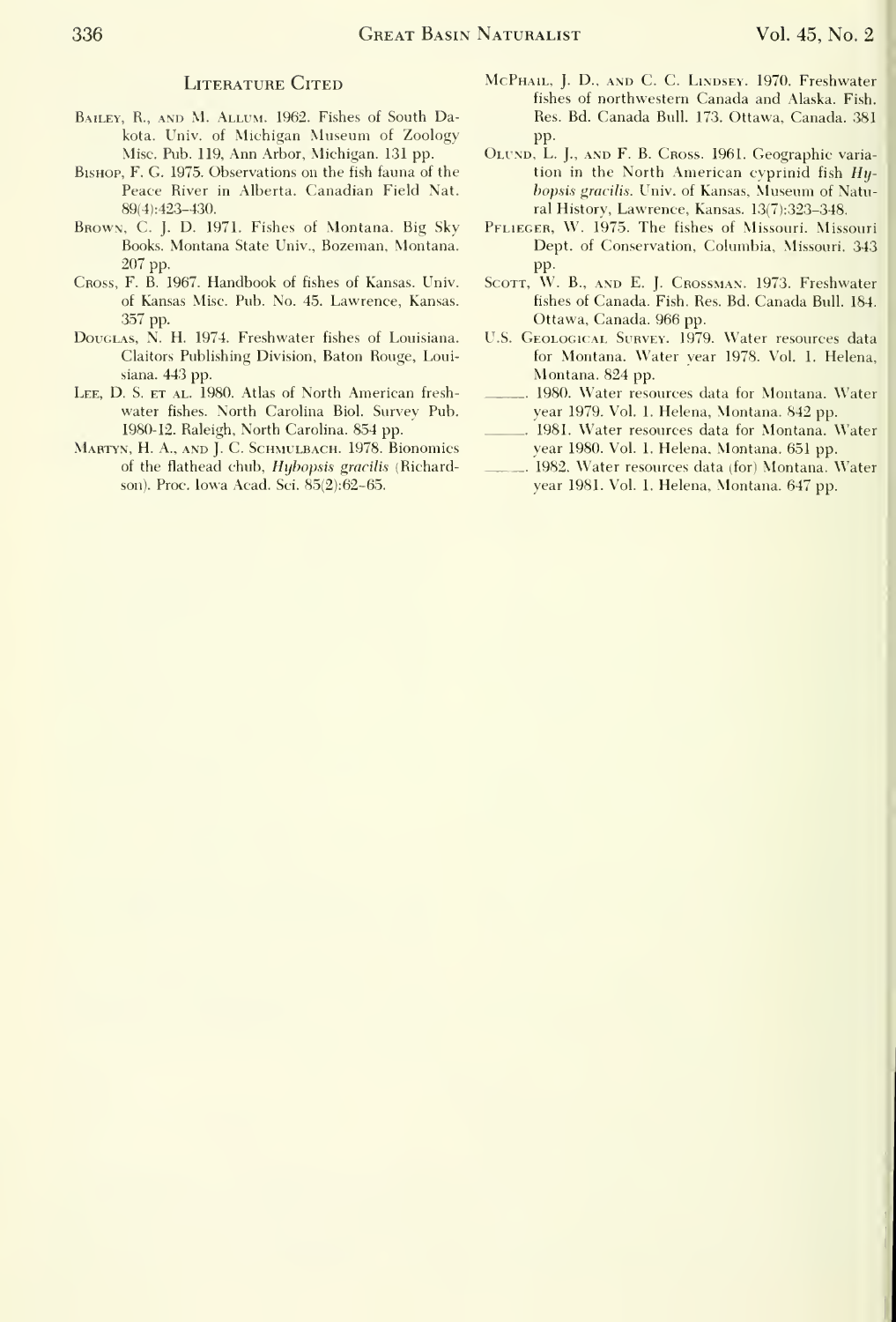## Literature Cited

Bailey, R., and M. Allum. 1962. Fishes of South Dakota. Univ. of Michigan Museum of Zoology Misc. Pub. 119, Ann Arbor, Michigan. 131 pp.

Bishop, F. G. 1975. Observations on the fish fauna of the Peace River in Alberta. Canadian Field Nat. 89(4):423–430.

Brown, C. J. D. 1971. Fishes of Montana. Big Sky Books. Montana State Univ., Bozeman, Montana. 207 pp.

Cross, F. B. 1967. Handbook of fishes of Kansas. Univ. of Kansas Misc. Pub. No. 45. Lawrence, Kansas. 357 pp.

Douglas, N. H. 1974. Freshwater fishes of Louisiana. Claitors Publishing Division, Baton Rouge, Louisiana. 443 pp.

Lee, D. S. et al. 1980. Atlas of North American freshwater fishes. North Carolina Biol. Survey Pub. 1980-12. Raleigh, North Carolina. 854 pp.

Martyn, H. A., and J. C. Schmulbach. 1978. Bionomics of the flathead chub, *Hybopsis gracilis* (Richardson). Proc. Iowa Acad. Sci. 85(2):62–65.

McPhail, J. D., and C. C. Lindsey. 1970. Freshwater fishes of northwestern Canada and Alaska. Fish. Res. Bd. Canada Bull. 173. Ottawa, Canada. 381 pp.

Olund, L. J., and F. B. Cross. 1961. Geographic variation in the North American cyprinid fish *Hybopsis gracilis*. Univ. of Kansas, Museum of Natural History, Lawrence, Kansas. 13(7):323–348.

Pflieger, W. 1975. The fishes of Missouri. Missouri Dept. of Conservation, Columbia, Missouri. 343 pp.

Scott, W. B., and E. J. Crossman. 1973. Freshwater fishes of Canada. Fish. Res. Bd. Canada Bull. 184. Ottawa, Canada. 966 pp.

U.S. Geological Survey. 1979. Water resources data for Montana. Water year 1978. Vol. 1. Helena, Montana. 824 pp.

______. 1980. Water resources data for Montana. Water year 1979. Vol. 1. Helena, Montana. 842 pp.

______. 1981. Water resources data for Montana. Water year 1980. Vol. 1. Helena, Montana. 651 pp.

______. 1982. Water resources data (for) Montana. Water year 1981. Vol. 1. Helena, Montana. 647 pp.